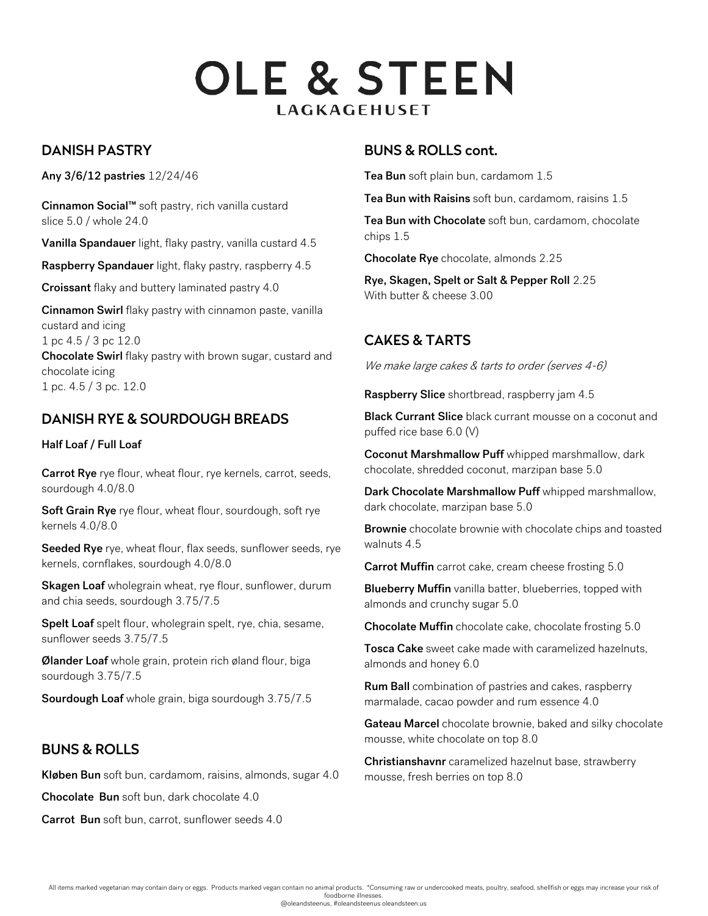# OLE & STEEN

LAGKAGEHUSET

## DANISH PASTRY

**Any 3/6/12 pastries** 12/24/46

**Cinnamon Social™** soft pastry, rich vanilla custard
slice 5.0 / whole 24.0

**Vanilla Spandauer** light, flaky pastry, vanilla custard 4.5

**Raspberry Spandauer** light, flaky pastry, raspberry 4.5

**Croissant** flaky and buttery laminated pastry 4.0

**Cinnamon Swirl** flaky pastry with cinnamon paste, vanilla custard and icing
1 pc 4.5 / 3 pc 12.0

**Chocolate Swirl** flaky pastry with brown sugar, custard and chocolate icing
1 pc. 4.5 / 3 pc. 12.0

## DANISH RYE & SOURDOUGH BREADS

**Half Loaf / Full Loaf**

**Carrot Rye** rye flour, wheat flour, rye kernels, carrot, seeds, sourdough 4.0/8.0

**Soft Grain Rye** rye flour, wheat flour, sourdough, soft rye kernels 4.0/8.0

**Seeded Rye** rye, wheat flour, flax seeds, sunflower seeds, rye kernels, cornflakes, sourdough 4.0/8.0

**Skagen Loaf** wholegrain wheat, rye flour, sunflower, durum and chia seeds, sourdough 3.75/7.5

**Spelt Loaf** spelt flour, wholegrain spelt, rye, chia, sesame, sunflower seeds 3.75/7.5

**Ølander Loaf** whole grain, protein rich øland flour, biga sourdough 3.75/7.5

**Sourdough Loaf** whole grain, biga sourdough 3.75/7.5

## BUNS & ROLLS

**Kløben Bun** soft bun, cardamom, raisins, almonds, sugar 4.0

**Chocolate Bun** soft bun, dark chocolate 4.0

**Carrot Bun** soft bun, carrot, sunflower seeds 4.0

## BUNS & ROLLS cont.

**Tea Bun** soft plain bun, cardamom 1.5

**Tea Bun with Raisins** soft bun, cardamom, raisins 1.5

**Tea Bun with Chocolate** soft bun, cardamom, chocolate chips 1.5

**Chocolate Rye** chocolate, almonds 2.25

**Rye, Skagen, Spelt or Salt & Pepper Roll** 2.25
With butter & cheese 3.00

## CAKES & TARTS

*We make large cakes & tarts to order (serves 4-6)*

**Raspberry Slice** shortbread, raspberry jam 4.5

**Black Currant Slice** black currant mousse on a coconut and puffed rice base 6.0 (V)

**Coconut Marshmallow Puff** whipped marshmallow, dark chocolate, shredded coconut, marzipan base 5.0

**Dark Chocolate Marshmallow Puff** whipped marshmallow, dark chocolate, marzipan base 5.0

**Brownie** chocolate brownie with chocolate chips and toasted walnuts 4.5

**Carrot Muffin** carrot cake, cream cheese frosting 5.0

**Blueberry Muffin** vanilla batter, blueberries, topped with almonds and crunchy sugar 5.0

**Chocolate Muffin** chocolate cake, chocolate frosting 5.0

**Tosca Cake** sweet cake made with caramelized hazelnuts, almonds and honey 6.0

**Rum Ball** combination of pastries and cakes, raspberry marmalade, cacao powder and rum essence 4.0

**Gateau Marcel** chocolate brownie, baked and silky chocolate mousse, white chocolate on top 8.0

**Christianshavnr** caramelized hazelnut base, strawberry mousse, fresh berries on top 8.0

All items marked vegetarian may contain dairy or eggs. Products marked vegan contain no animal products. *Consuming raw or undercooked meats, poultry, seafood, shellfish or eggs may increase your risk of foodborne illnesses.
@oleandsteenus, #oleandsteenus oleandsteen.us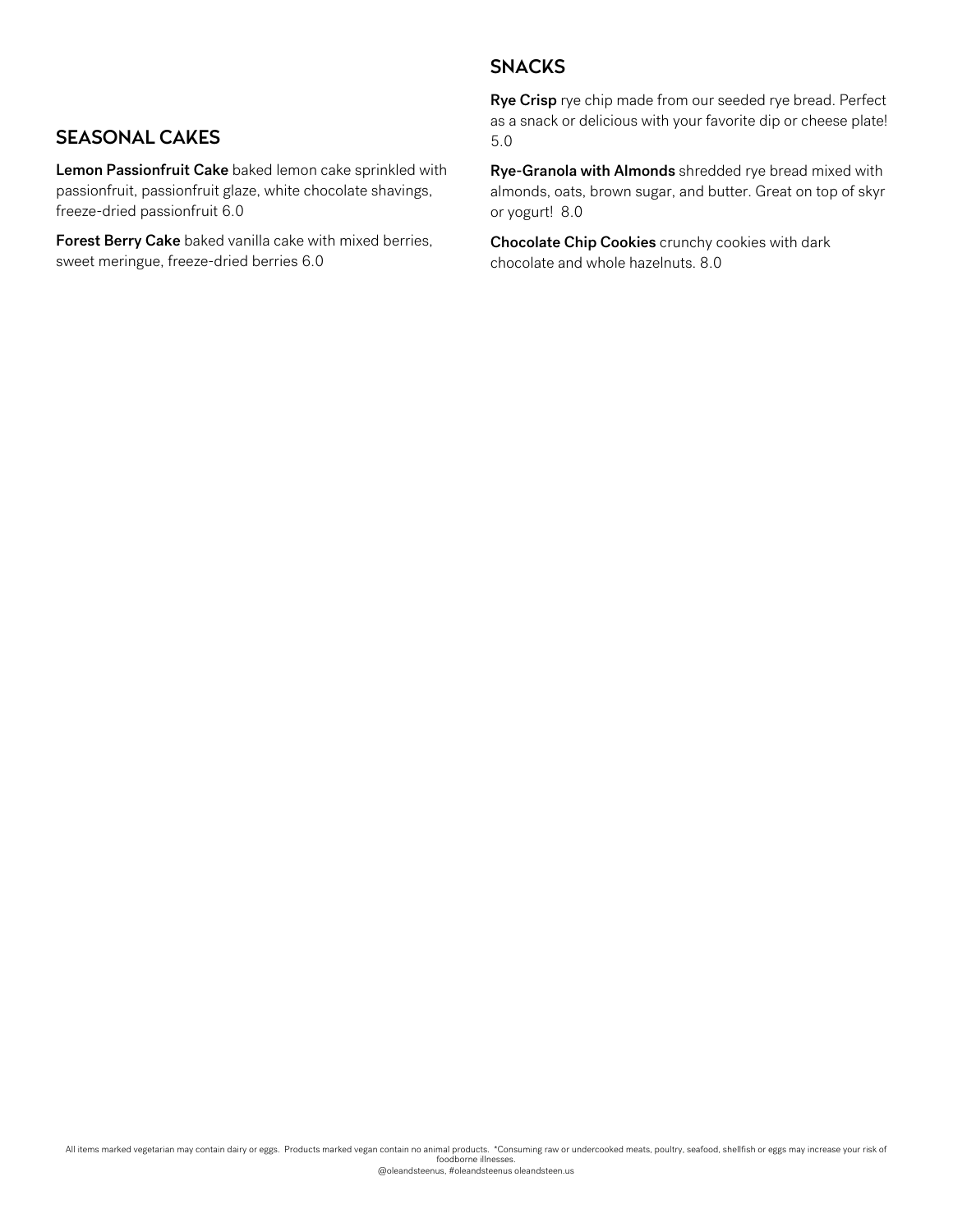## SEASONAL CAKES

**Lemon Passionfruit Cake** baked lemon cake sprinkled with passionfruit, passionfruit glaze, white chocolate shavings, freeze-dried passionfruit 6.0

**Forest Berry Cake** baked vanilla cake with mixed berries, sweet meringue, freeze-dried berries 6.0

## SNACKS

**Rye Crisp** rye chip made from our seeded rye bread. Perfect as a snack or delicious with your favorite dip or cheese plate! 5.0

**Rye-Granola with Almonds** shredded rye bread mixed with almonds, oats, brown sugar, and butter. Great on top of skyr or yogurt! 8.0

**Chocolate Chip Cookies** crunchy cookies with dark chocolate and whole hazelnuts. 8.0

All items marked vegetarian may contain dairy or eggs. Products marked vegan contain no animal products. *Consuming raw or undercooked meats, poultry, seafood, shellfish or eggs may increase your risk of foodborne illnesses.

@oleandsteenus, #oleandsteenus oleandsteen.us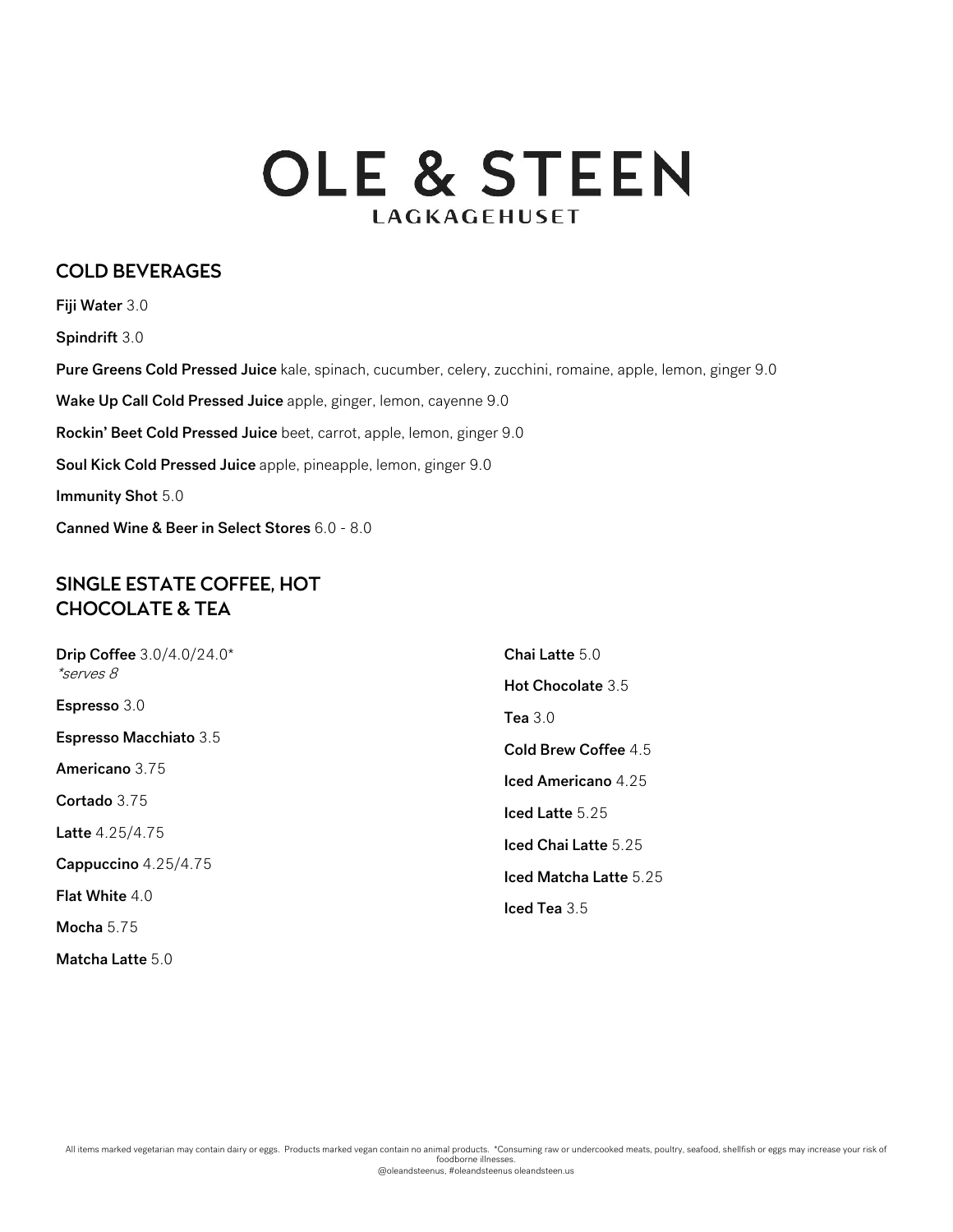# OLE & STEEN

LAGKAGEHUSET

## COLD BEVERAGES

**Fiji Water** 3.0

**Spindrift** 3.0

**Pure Greens Cold Pressed Juice** kale, spinach, cucumber, celery, zucchini, romaine, apple, lemon, ginger 9.0

**Wake Up Call Cold Pressed Juice** apple, ginger, lemon, cayenne 9.0

**Rockin' Beet Cold Pressed Juice** beet, carrot, apple, lemon, ginger 9.0

**Soul Kick Cold Pressed Juice** apple, pineapple, lemon, ginger 9.0

**Immunity Shot** 5.0

**Canned Wine & Beer in Select Stores** 6.0 - 8.0

## SINGLE ESTATE COFFEE, HOT CHOCOLATE & TEA

**Drip Coffee** 3.0/4.0/24.0*
*\*serves 8*

**Espresso** 3.0

**Espresso Macchiato** 3.5

**Americano** 3.75

**Cortado** 3.75

**Latte** 4.25/4.75

**Cappuccino** 4.25/4.75

**Flat White** 4.0

**Mocha** 5.75

**Matcha Latte** 5.0

**Chai Latte** 5.0

**Hot Chocolate** 3.5

**Tea** 3.0

**Cold Brew Coffee** 4.5

**Iced Americano** 4.25

**Iced Latte** 5.25

**Iced Chai Latte** 5.25

**Iced Matcha Latte** 5.25

**Iced Tea** 3.5

All items marked vegetarian may contain dairy or eggs. Products marked vegan contain no animal products. *Consuming raw or undercooked meats, poultry, seafood, shellfish or eggs may increase your risk of foodborne illnesses.
@oleandsteenus, #oleandsteenus oleandsteen.us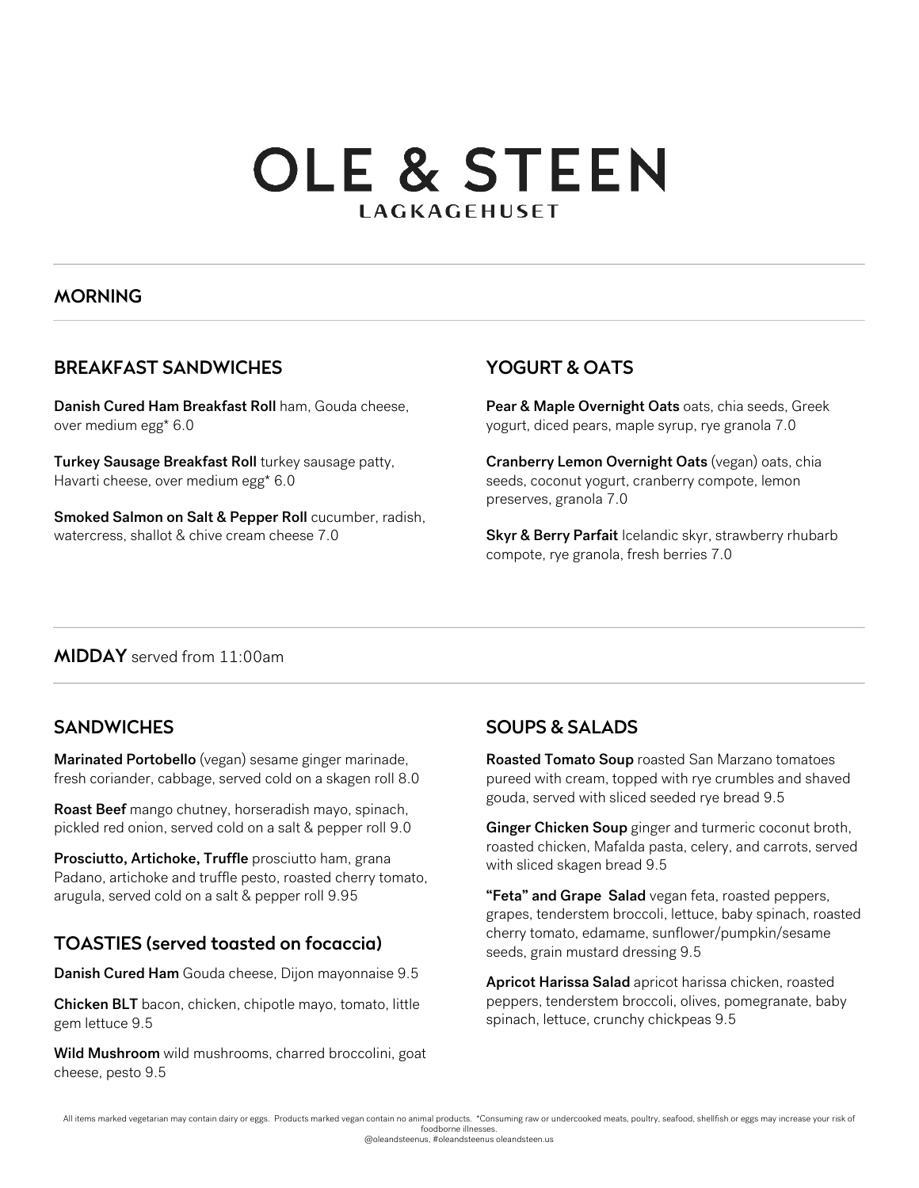# OLE & STEEN

LAGKAGEHUSET

## MORNING

### BREAKFAST SANDWICHES

**Danish Cured Ham Breakfast Roll** ham, Gouda cheese, over medium egg* 6.0

**Turkey Sausage Breakfast Roll** turkey sausage patty, Havarti cheese, over medium egg* 6.0

**Smoked Salmon on Salt & Pepper Roll** cucumber, radish, watercress, shallot & chive cream cheese 7.0

### YOGURT & OATS

**Pear & Maple Overnight Oats** oats, chia seeds, Greek yogurt, diced pears, maple syrup, rye granola 7.0

**Cranberry Lemon Overnight Oats** (vegan) oats, chia seeds, coconut yogurt, cranberry compote, lemon preserves, granola 7.0

**Skyr & Berry Parfait** Icelandic skyr, strawberry rhubarb compote, rye granola, fresh berries 7.0

## MIDDAY served from 11:00am

### SANDWICHES

**Marinated Portobello** (vegan) sesame ginger marinade, fresh coriander, cabbage, served cold on a skagen roll 8.0

**Roast Beef** mango chutney, horseradish mayo, spinach, pickled red onion, served cold on a salt & pepper roll 9.0

**Prosciutto, Artichoke, Truffle** prosciutto ham, grana Padano, artichoke and truffle pesto, roasted cherry tomato, arugula, served cold on a salt & pepper roll 9.95

### TOASTIES (served toasted on focaccia)

**Danish Cured Ham** Gouda cheese, Dijon mayonnaise 9.5

**Chicken BLT** bacon, chicken, chipotle mayo, tomato, little gem lettuce 9.5

**Wild Mushroom** wild mushrooms, charred broccolini, goat cheese, pesto 9.5

### SOUPS & SALADS

**Roasted Tomato Soup** roasted San Marzano tomatoes pureed with cream, topped with rye crumbles and shaved gouda, served with sliced seeded rye bread 9.5

**Ginger Chicken Soup** ginger and turmeric coconut broth, roasted chicken, Mafalda pasta, celery, and carrots, served with sliced skagen bread 9.5

**"Feta" and Grape Salad** vegan feta, roasted peppers, grapes, tenderstem broccoli, lettuce, baby spinach, roasted cherry tomato, edamame, sunflower/pumpkin/sesame seeds, grain mustard dressing 9.5

**Apricot Harissa Salad** apricot harissa chicken, roasted peppers, tenderstem broccoli, olives, pomegranate, baby spinach, lettuce, crunchy chickpeas 9.5

All items marked vegetarian may contain dairy or eggs. Products marked vegan contain no animal products. *Consuming raw or undercooked meats, poultry, seafood, shellfish or eggs may increase your risk of foodborne illnesses.

@oleandsteenus, #oleandsteenus oleandsteen.us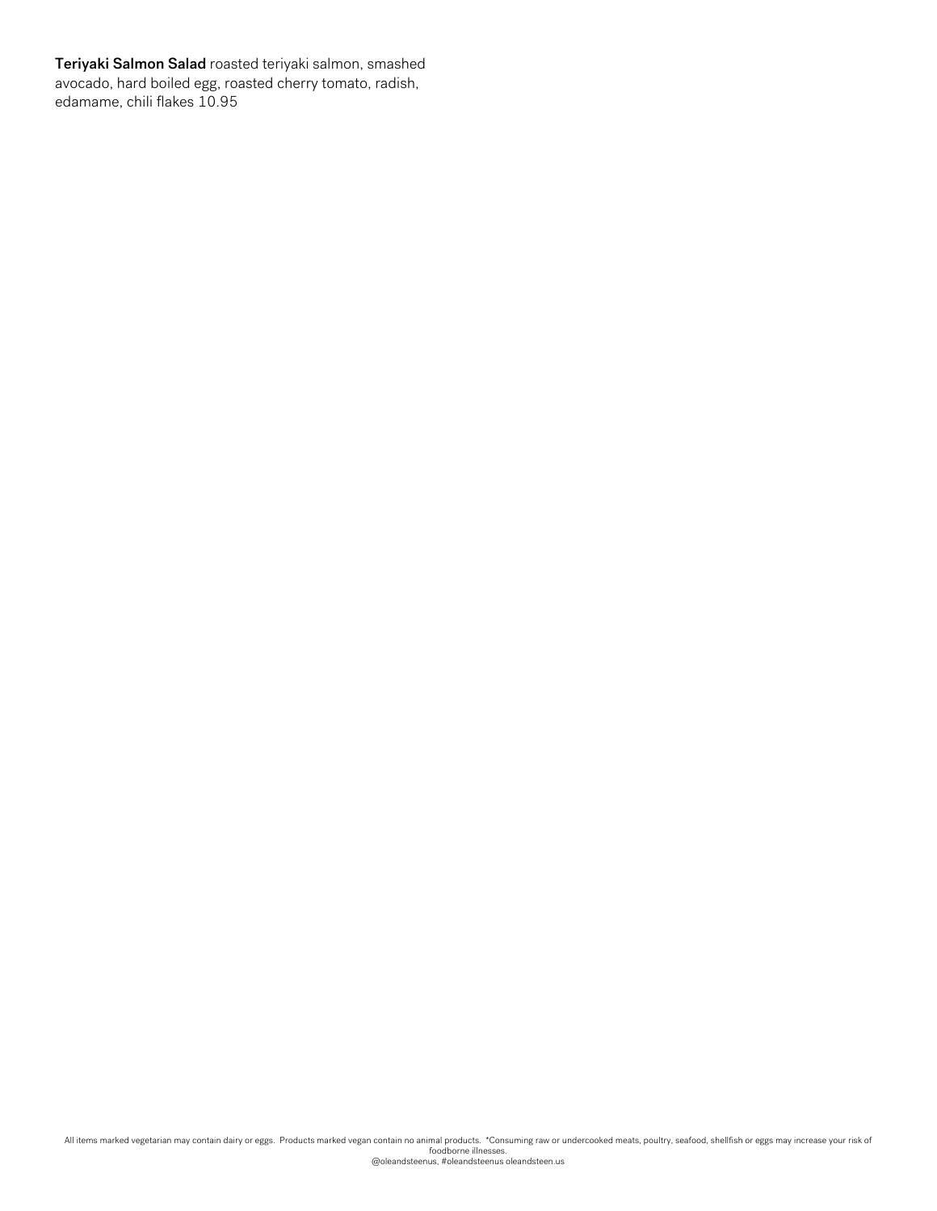**Teriyaki Salmon Salad** roasted teriyaki salmon, smashed avocado, hard boiled egg, roasted cherry tomato, radish, edamame, chili flakes 10.95

All items marked vegetarian may contain dairy or eggs. Products marked vegan contain no animal products. *Consuming raw or undercooked meats, poultry, seafood, shellfish or eggs may increase your risk of foodborne illnesses.
@oleandsteenus, #oleandsteenus oleandsteen.us